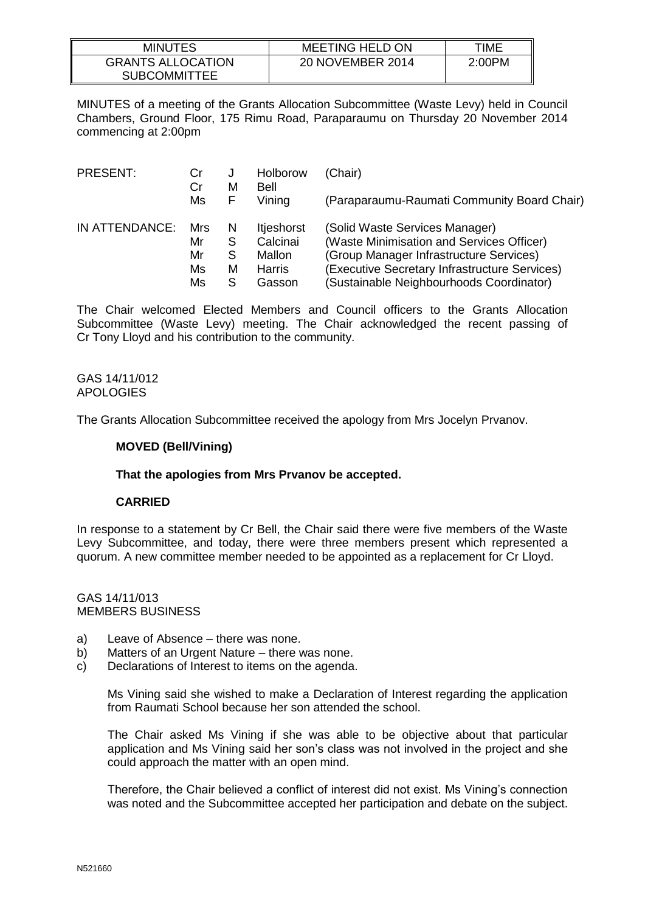| MINUTES | MEETING HELD ON | TIME |
|---|---|---|
| GRANTS ALLOCATION SUBCOMMITTEE | 20 NOVEMBER 2014 | 2:00PM |

MINUTES of a meeting of the Grants Allocation Subcommittee (Waste Levy) held in Council Chambers, Ground Floor, 175 Rimu Road, Paraparaumu on Thursday 20 November 2014 commencing at 2:00pm

| | | | | |
|---|---|---|---|---|
| PRESENT: | Cr | J | Holborow | (Chair) |
| | Cr | M | Bell | |
| | Ms | F | Vining | (Paraparaumu-Raumati Community Board Chair) |
| IN ATTENDANCE: | Mrs | N | Itjeshorst | (Solid Waste Services Manager) |
| | Mr | S | Calcinai | (Waste Minimisation and Services Officer) |
| | Mr | S | Mallon | (Group Manager Infrastructure Services) |
| | Ms | M | Harris | (Executive Secretary Infrastructure Services) |
| | Ms | S | Gasson | (Sustainable Neighbourhoods Coordinator) |

The Chair welcomed Elected Members and Council officers to the Grants Allocation Subcommittee (Waste Levy) meeting. The Chair acknowledged the recent passing of Cr Tony Lloyd and his contribution to the community.

GAS 14/11/012
APOLOGIES

The Grants Allocation Subcommittee received the apology from Mrs Jocelyn Prvanov.

**MOVED (Bell/Vining)**

**That the apologies from Mrs Prvanov be accepted.**

**CARRIED**

In response to a statement by Cr Bell, the Chair said there were five members of the Waste Levy Subcommittee, and today, there were three members present which represented a quorum. A new committee member needed to be appointed as a replacement for Cr Lloyd.

GAS 14/11/013
MEMBERS BUSINESS

a) Leave of Absence – there was none.
b) Matters of an Urgent Nature – there was none.
c) Declarations of Interest to items on the agenda.

Ms Vining said she wished to make a Declaration of Interest regarding the application from Raumati School because her son attended the school.

The Chair asked Ms Vining if she was able to be objective about that particular application and Ms Vining said her son's class was not involved in the project and she could approach the matter with an open mind.

Therefore, the Chair believed a conflict of interest did not exist. Ms Vining's connection was noted and the Subcommittee accepted her participation and debate on the subject.

N521660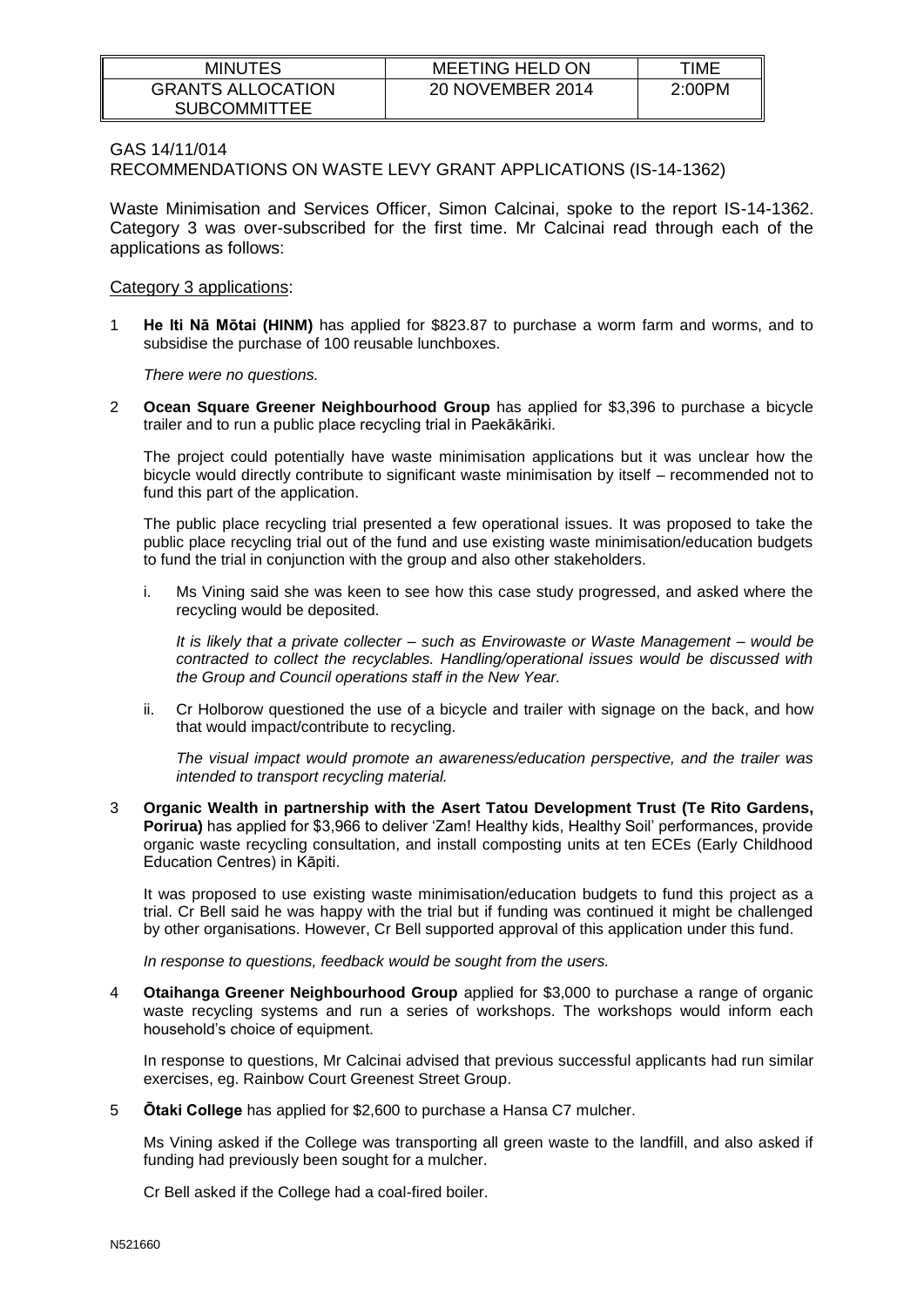GAS 14/11/014
RECOMMENDATIONS ON WASTE LEVY GRANT APPLICATIONS (IS-14-1362)

Waste Minimisation and Services Officer, Simon Calcinai, spoke to the report IS-14-1362. Category 3 was over-subscribed for the first time. Mr Calcinai read through each of the applications as follows:

Category 3 applications:

1 **He Iti Nā Mōtai (HINM)** has applied for $823.87 to purchase a worm farm and worms, and to subsidise the purchase of 100 reusable lunchboxes.

*There were no questions.*

2 **Ocean Square Greener Neighbourhood Group** has applied for $3,396 to purchase a bicycle trailer and to run a public place recycling trial in Paekākāriki.

The project could potentially have waste minimisation applications but it was unclear how the bicycle would directly contribute to significant waste minimisation by itself – recommended not to fund this part of the application.

The public place recycling trial presented a few operational issues. It was proposed to take the public place recycling trial out of the fund and use existing waste minimisation/education budgets to fund the trial in conjunction with the group and also other stakeholders.

i. Ms Vining said she was keen to see how this case study progressed, and asked where the recycling would be deposited.

*It is likely that a private collecter – such as Envirowaste or Waste Management – would be contracted to collect the recyclables. Handling/operational issues would be discussed with the Group and Council operations staff in the New Year.*

ii. Cr Holborow questioned the use of a bicycle and trailer with signage on the back, and how that would impact/contribute to recycling.

*The visual impact would promote an awareness/education perspective, and the trailer was intended to transport recycling material.*

3 **Organic Wealth in partnership with the Asert Tatou Development Trust (Te Rito Gardens, Porirua)** has applied for $3,966 to deliver 'Zam! Healthy kids, Healthy Soil' performances, provide organic waste recycling consultation, and install composting units at ten ECEs (Early Childhood Education Centres) in Kāpiti.

It was proposed to use existing waste minimisation/education budgets to fund this project as a trial. Cr Bell said he was happy with the trial but if funding was continued it might be challenged by other organisations. However, Cr Bell supported approval of this application under this fund.

*In response to questions, feedback would be sought from the users.*

4 **Otaihanga Greener Neighbourhood Group** applied for $3,000 to purchase a range of organic waste recycling systems and run a series of workshops. The workshops would inform each household's choice of equipment.

In response to questions, Mr Calcinai advised that previous successful applicants had run similar exercises, eg. Rainbow Court Greenest Street Group.

5 **Ōtaki College** has applied for $2,600 to purchase a Hansa C7 mulcher.

Ms Vining asked if the College was transporting all green waste to the landfill, and also asked if funding had previously been sought for a mulcher.

Cr Bell asked if the College had a coal-fired boiler.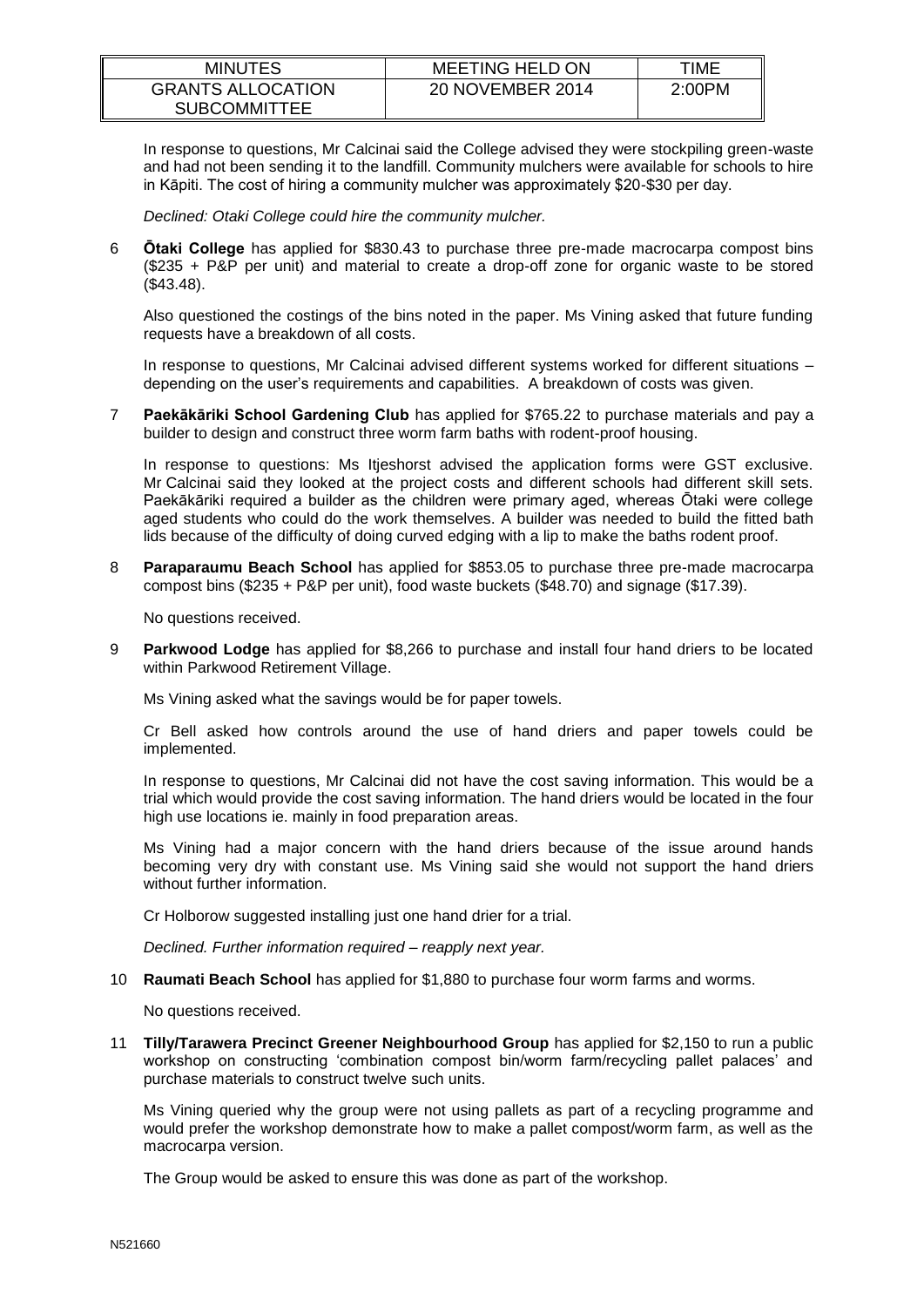In response to questions, Mr Calcinai said the College advised they were stockpiling green-waste and had not been sending it to the landfill. Community mulchers were available for schools to hire in Kāpiti. The cost of hiring a community mulcher was approximately $20-$30 per day.

*Declined: Otaki College could hire the community mulcher.*

6 **Ōtaki College** has applied for $830.43 to purchase three pre-made macrocarpa compost bins ($235 + P&P per unit) and material to create a drop-off zone for organic waste to be stored ($43.48).

Also questioned the costings of the bins noted in the paper. Ms Vining asked that future funding requests have a breakdown of all costs.

In response to questions, Mr Calcinai advised different systems worked for different situations – depending on the user's requirements and capabilities. A breakdown of costs was given.

7 **Paekākāriki School Gardening Club** has applied for $765.22 to purchase materials and pay a builder to design and construct three worm farm baths with rodent-proof housing.

In response to questions: Ms Itjeshorst advised the application forms were GST exclusive. Mr Calcinai said they looked at the project costs and different schools had different skill sets. Paekākāriki required a builder as the children were primary aged, whereas Ōtaki were college aged students who could do the work themselves. A builder was needed to build the fitted bath lids because of the difficulty of doing curved edging with a lip to make the baths rodent proof.

8 **Paraparaumu Beach School** has applied for $853.05 to purchase three pre-made macrocarpa compost bins ($235 + P&P per unit), food waste buckets ($48.70) and signage ($17.39).

No questions received.

9 **Parkwood Lodge** has applied for $8,266 to purchase and install four hand driers to be located within Parkwood Retirement Village.

Ms Vining asked what the savings would be for paper towels.

Cr Bell asked how controls around the use of hand driers and paper towels could be implemented.

In response to questions, Mr Calcinai did not have the cost saving information. This would be a trial which would provide the cost saving information. The hand driers would be located in the four high use locations ie. mainly in food preparation areas.

Ms Vining had a major concern with the hand driers because of the issue around hands becoming very dry with constant use. Ms Vining said she would not support the hand driers without further information.

Cr Holborow suggested installing just one hand drier for a trial.

*Declined. Further information required – reapply next year.*

10 **Raumati Beach School** has applied for $1,880 to purchase four worm farms and worms.

No questions received.

11 **Tilly/Tarawera Precinct Greener Neighbourhood Group** has applied for $2,150 to run a public workshop on constructing 'combination compost bin/worm farm/recycling pallet palaces' and purchase materials to construct twelve such units.

Ms Vining queried why the group were not using pallets as part of a recycling programme and would prefer the workshop demonstrate how to make a pallet compost/worm farm, as well as the macrocarpa version.

The Group would be asked to ensure this was done as part of the workshop.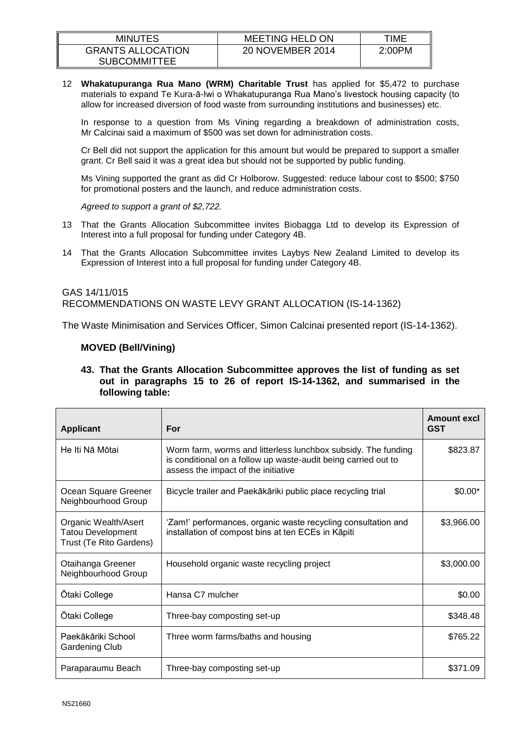12 **Whakatupuranga Rua Mano (WRM) Charitable Trust** has applied for $5,472 to purchase materials to expand Te Kura-ā-Iwi o Whakatupuranga Rua Mano's livestock housing capacity (to allow for increased diversion of food waste from surrounding institutions and businesses) etc.

In response to a question from Ms Vining regarding a breakdown of administration costs, Mr Calcinai said a maximum of $500 was set down for administration costs.

Cr Bell did not support the application for this amount but would be prepared to support a smaller grant. Cr Bell said it was a great idea but should not be supported by public funding.

Ms Vining supported the grant as did Cr Holborow. Suggested: reduce labour cost to $500; $750 for promotional posters and the launch, and reduce administration costs.

*Agreed to support a grant of $2,722.*

13 That the Grants Allocation Subcommittee invites Biobagga Ltd to develop its Expression of Interest into a full proposal for funding under Category 4B.

14 That the Grants Allocation Subcommittee invites Laybys New Zealand Limited to develop its Expression of Interest into a full proposal for funding under Category 4B.

GAS 14/11/015
RECOMMENDATIONS ON WASTE LEVY GRANT ALLOCATION (IS-14-1362)

The Waste Minimisation and Services Officer, Simon Calcinai presented report (IS-14-1362).

**MOVED (Bell/Vining)**

**43. That the Grants Allocation Subcommittee approves the list of funding as set out in paragraphs 15 to 26 of report IS-14-1362, and summarised in the following table:**

| Applicant | For | Amount excl GST |
|---|---|---|
| He Iti Nā Mōtai | Worm farm, worms and litterless lunchbox subsidy. The funding is conditional on a follow up waste-audit being carried out to assess the impact of the initiative | $823.87 |
| Ocean Square Greener Neighbourhood Group | Bicycle trailer and Paekākāriki public place recycling trial | $0.00* |
| Organic Wealth/Asert Tatou Development Trust (Te Rito Gardens) | 'Zam!' performances, organic waste recycling consultation and installation of compost bins at ten ECEs in Kāpiti | $3,966.00 |
| Otaihanga Greener Neighbourhood Group | Household organic waste recycling project | $3,000.00 |
| Ōtaki College | Hansa C7 mulcher | $0.00 |
| Ōtaki College | Three-bay composting set-up | $348.48 |
| Paekākāriki School Gardening Club | Three worm farms/baths and housing | $765.22 |
| Paraparaumu Beach | Three-bay composting set-up | $371.09 |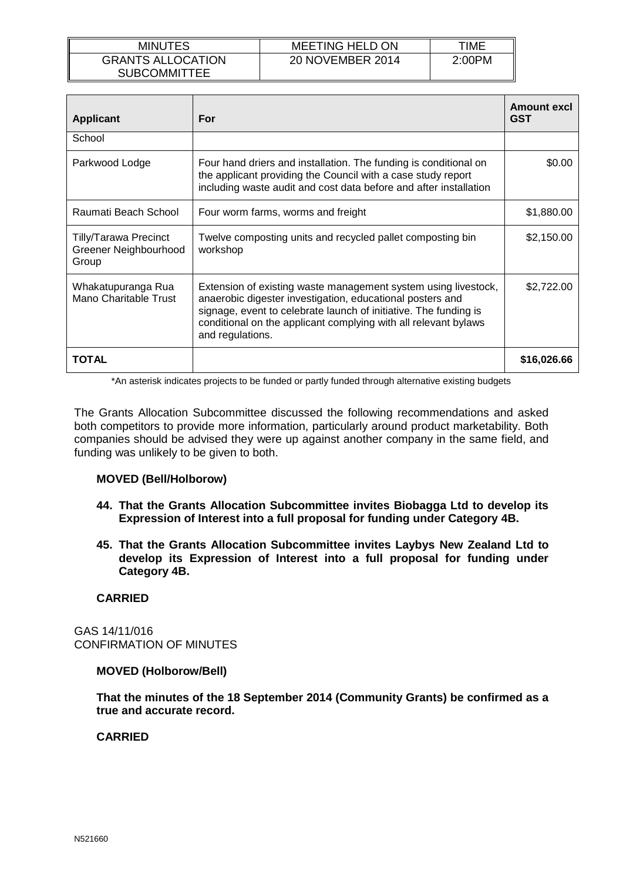| Applicant | For | Amount excl GST |
|---|---|---|
| School | | |
| Parkwood Lodge | Four hand driers and installation. The funding is conditional on the applicant providing the Council with a case study report including waste audit and cost data before and after installation | $0.00 |
| Raumati Beach School | Four worm farms, worms and freight | $1,880.00 |
| Tilly/Tarawa Precinct Greener Neighbourhood Group | Twelve composting units and recycled pallet composting bin workshop | $2,150.00 |
| Whakatupuranga Rua Mano Charitable Trust | Extension of existing waste management system using livestock, anaerobic digester investigation, educational posters and signage, event to celebrate launch of initiative. The funding is conditional on the applicant complying with all relevant bylaws and regulations. | $2,722.00 |
| **TOTAL** | | **$16,026.66** |

*An asterisk indicates projects to be funded or partly funded through alternative existing budgets

The Grants Allocation Subcommittee discussed the following recommendations and asked both competitors to provide more information, particularly around product marketability. Both companies should be advised they were up against another company in the same field, and funding was unlikely to be given to both.

**MOVED (Bell/Holborow)**

**44. That the Grants Allocation Subcommittee invites Biobagga Ltd to develop its Expression of Interest into a full proposal for funding under Category 4B.**

**45. That the Grants Allocation Subcommittee invites Laybys New Zealand Ltd to develop its Expression of Interest into a full proposal for funding under Category 4B.**

**CARRIED**

GAS 14/11/016
CONFIRMATION OF MINUTES

**MOVED (Holborow/Bell)**

**That the minutes of the 18 September 2014 (Community Grants) be confirmed as a true and accurate record.**

**CARRIED**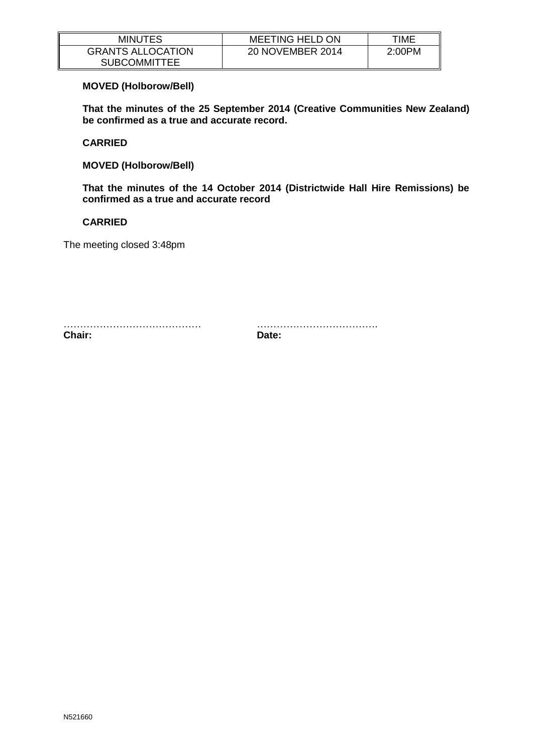| MINUTES | MEETING HELD ON | TIME |
|---|---|---|
| GRANTS ALLOCATION SUBCOMMITTEE | 20 NOVEMBER 2014 | 2:00PM |

**MOVED (Holborow/Bell)**

**That the minutes of the 25 September 2014 (Creative Communities New Zealand) be confirmed as a true and accurate record.**

**CARRIED**

**MOVED (Holborow/Bell)**

**That the minutes of the 14 October 2014 (Districtwide Hall Hire Remissions) be confirmed as a true and accurate record**

**CARRIED**

The meeting closed 3:48pm

……………………………………  ……………………………….

**Chair:** **Date:**

N521660